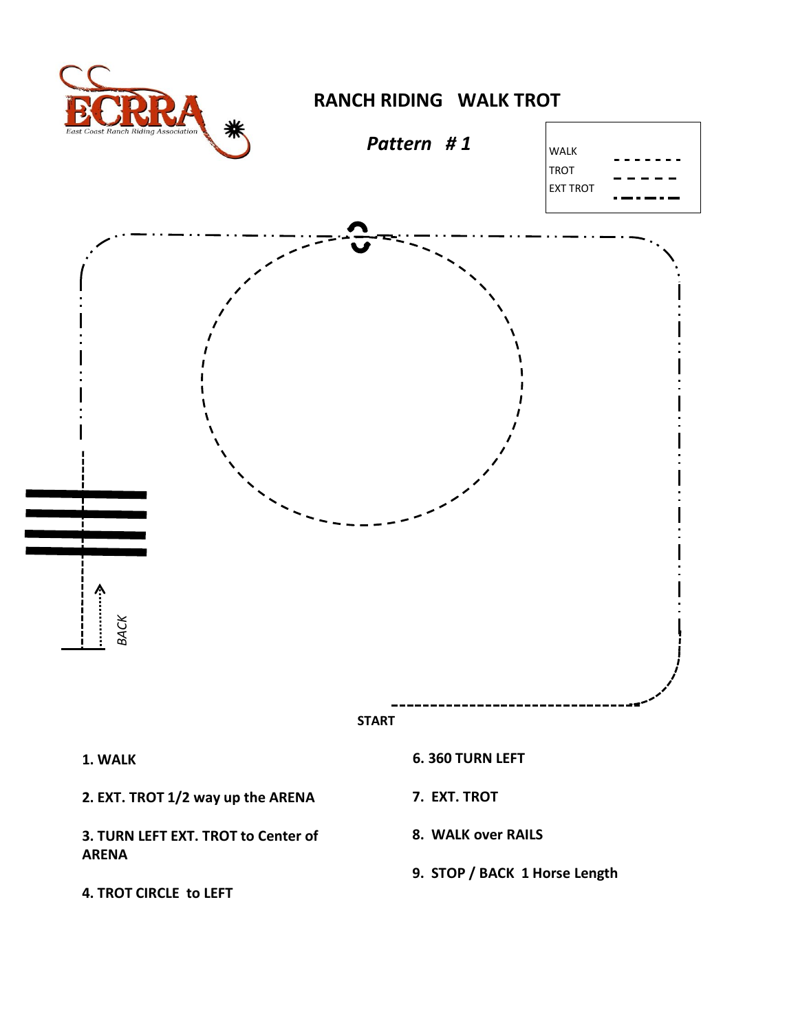# RANCH RIDING WALK TROT

## *Pattern # 1*

| | |
|---|---|
| WALK | - - - - - - - |
| TROT | — — — — — |
| EXT TROT | —·—·— |

BACK

START

1. WALK
2. EXT. TROT 1/2 way up the ARENA
3. TURN LEFT EXT. TROT to Center of ARENA
4. TROT CIRCLE to LEFT
6. 360 TURN LEFT
7. EXT. TROT
8. WALK over RAILS
9. STOP / BACK 1 Horse Length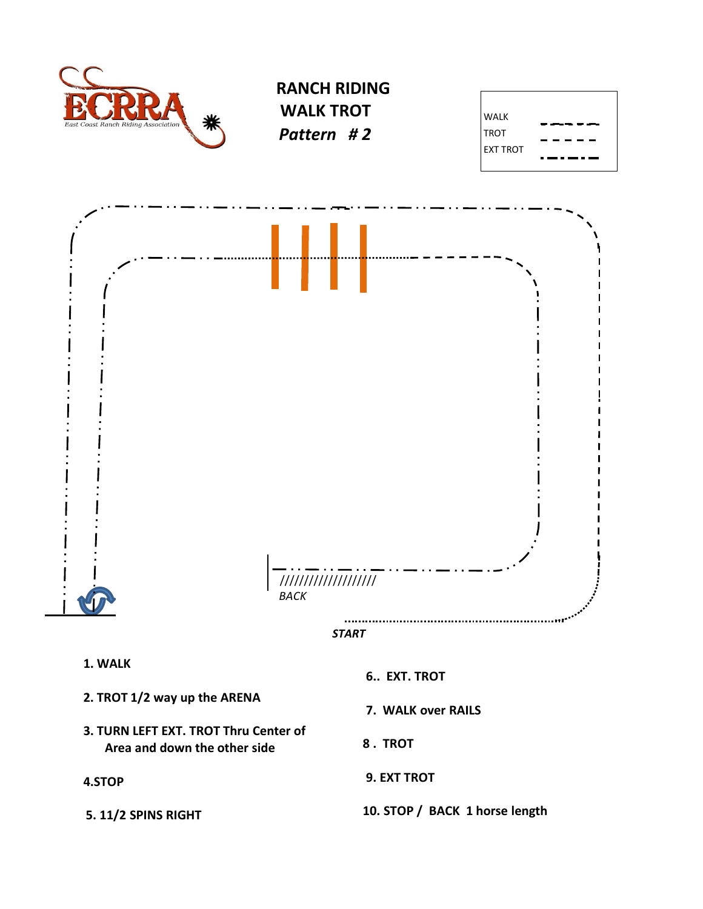# RANCH RIDING
## WALK TROT
### *Pattern # 2*

| | |
|---|---|
| WALK | |
| TROT | |
| EXT TROT | |

///////////////////
*BACK*

***START***

1. **WALK**
2. **TROT 1/2 way up the ARENA**
3. **TURN LEFT EXT. TROT Thru Center of Area and down the other side**
4. **STOP**
5. **11/2 SPINS RIGHT**
6. **EXT. TROT**
7. **WALK over RAILS**
8. **TROT**
9. **EXT TROT**
10. **STOP / BACK 1 horse length**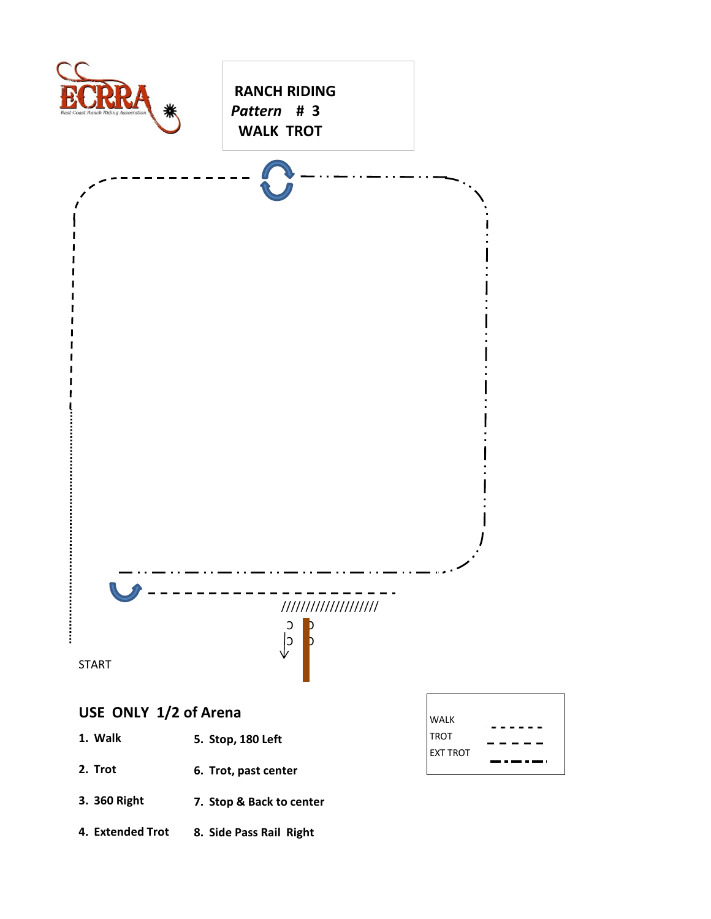RANCH RIDING
*Pattern* # 3
WALK TROT

START

## USE ONLY 1/2 of Arena

1. Walk
2. Trot
3. 360 Right
4. Extended Trot
5. Stop, 180 Left
6. Trot, past center
7. Stop & Back to center
8. Side Pass Rail Right

| WALK | - - - - - - |
| --- | --- |
| TROT | — — — — |
| EXT TROT | —·—·— |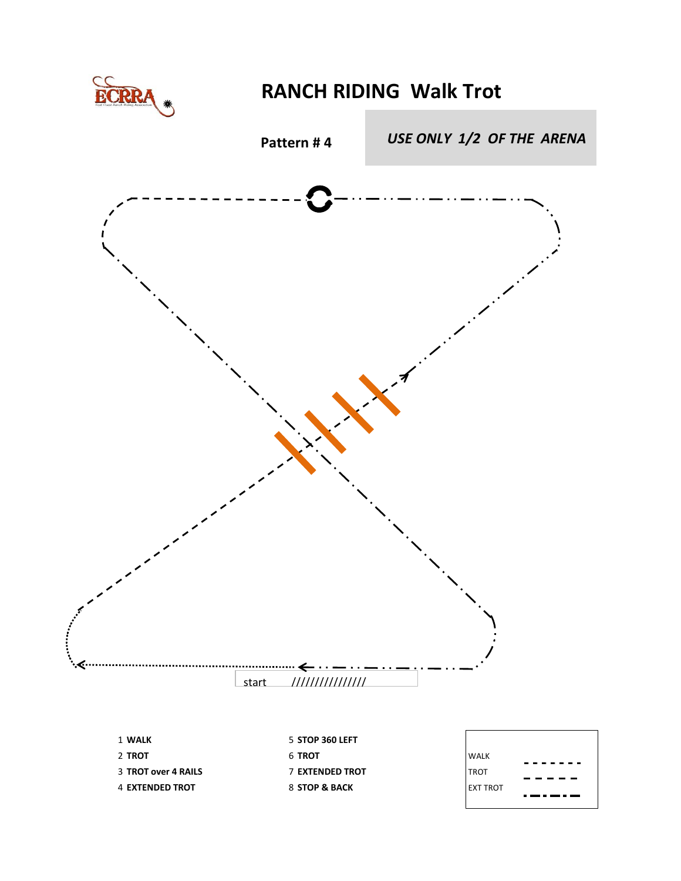# RANCH RIDING Walk Trot

**Pattern # 4**

***USE ONLY 1/2 OF THE ARENA***

start ////////////////

1 **WALK**
2 **TROT**
3 **TROT over 4 RAILS**
4 **EXTENDED TROT**
5 **STOP 360 LEFT**
6 **TROT**
7 **EXTENDED TROT**
8 **STOP & BACK**

| | |
|---|---|
| WALK | - - - - - - - |
| TROT | — — — — |
| EXT TROT | —·—·— |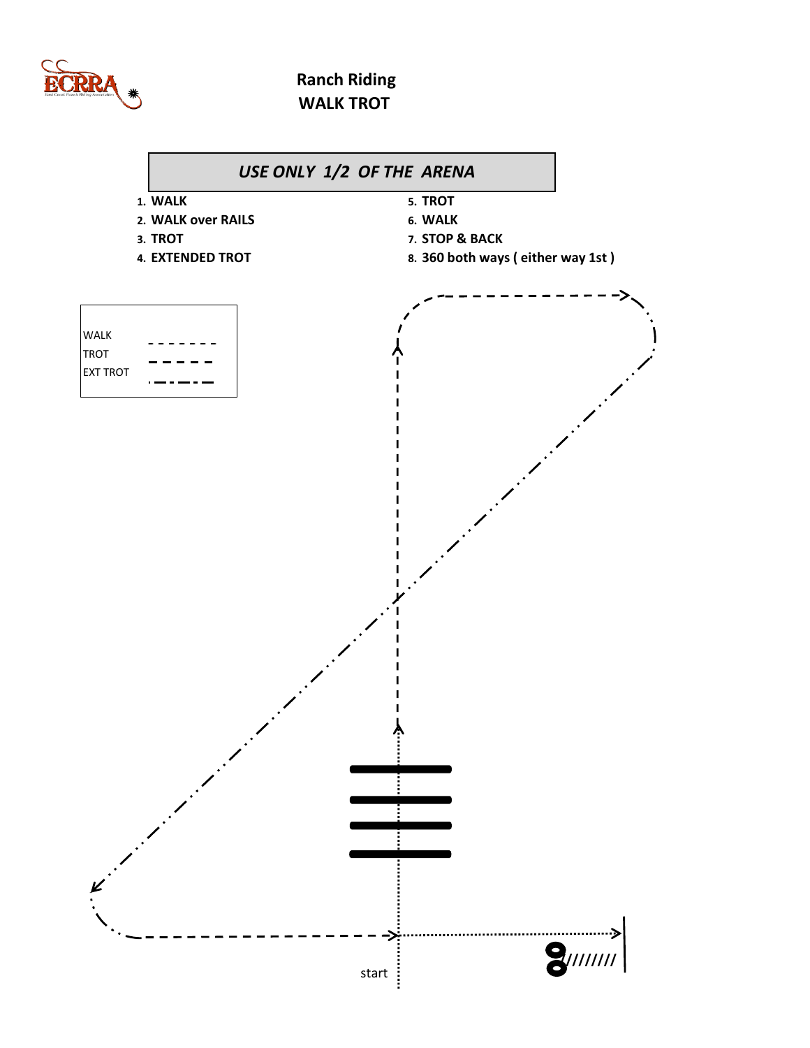# Ranch Riding
## WALK TROT

***USE ONLY 1/2 OF THE ARENA***

1. **WALK**
2. **WALK over RAILS**
3. **TROT**
4. **EXTENDED TROT**
5. **TROT**
6. **WALK**
7. **STOP & BACK**
8. **360 both ways ( either way 1st )**

| | |
|---|---|
| WALK | - - - - - - - |
| TROT | — — — — — |
| EXT TROT | ·—·—·— |

start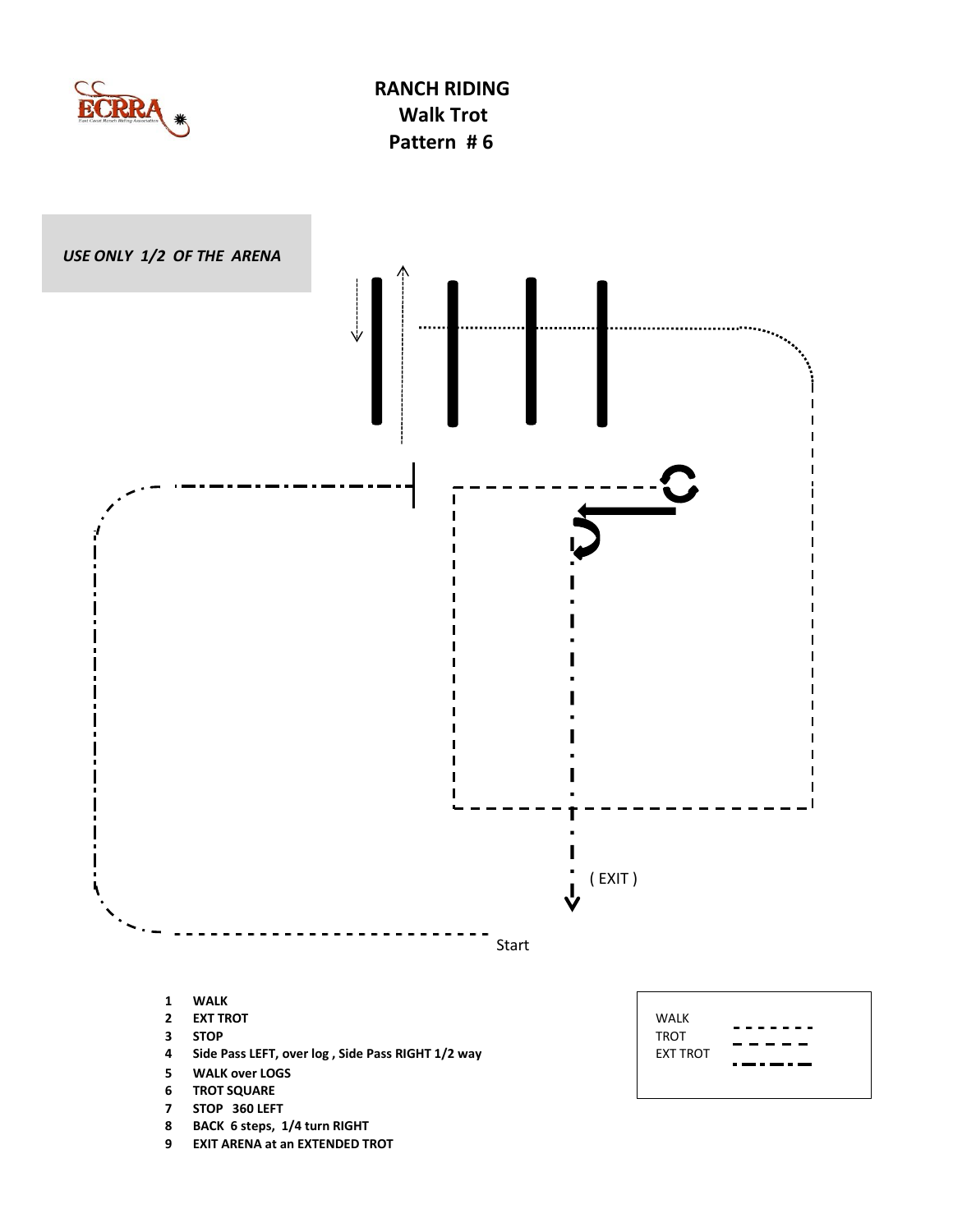# RANCH RIDING
## Walk Trot
## Pattern # 6

*USE ONLY 1/2 OF THE ARENA*

( EXIT )

Start

1. **WALK**
2. **EXT TROT**
3. **STOP**
4. **Side Pass LEFT, over log , Side Pass RIGHT 1/2 way**
5. **WALK over LOGS**
6. **TROT SQUARE**
7. **STOP 360 LEFT**
8. **BACK 6 steps, 1/4 turn RIGHT**
9. **EXIT ARENA at an EXTENDED TROT**

| Legend | |
|---|---|
| WALK | - - - - - - - (dotted) |
| TROT | — — — — (dashed) |
| EXT TROT | —·—·— (dash-dot) |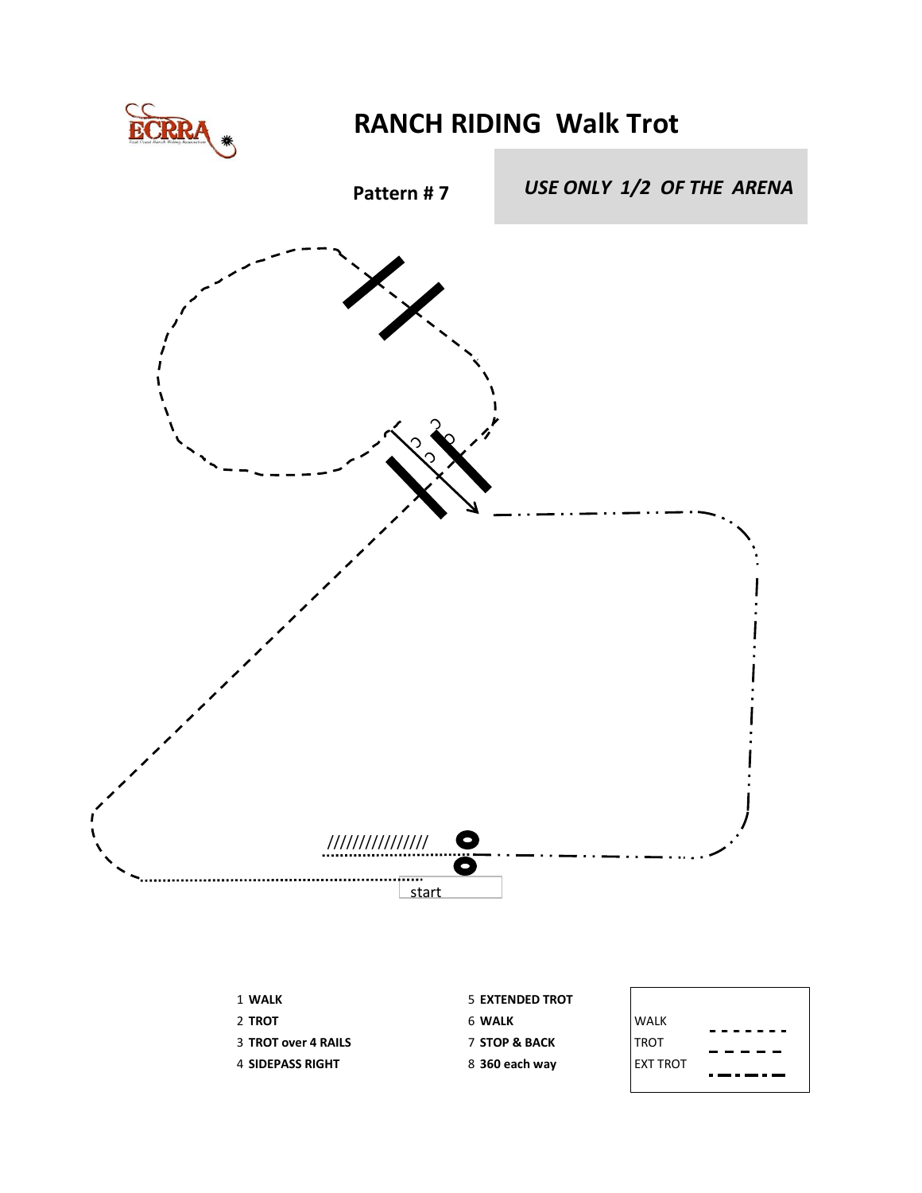# RANCH RIDING Walk Trot

**Pattern # 7**

***USE ONLY 1/2 OF THE ARENA***

start

1 **WALK**
2 **TROT**
3 **TROT over 4 RAILS**
4 **SIDEPASS RIGHT**
5 **EXTENDED TROT**
6 **WALK**
7 **STOP & BACK**
8 **360 each way**

| | |
|---|---|
| WALK | - - - - - - - |
| TROT | — — — — — |
| EXT TROT | —·—·—·— |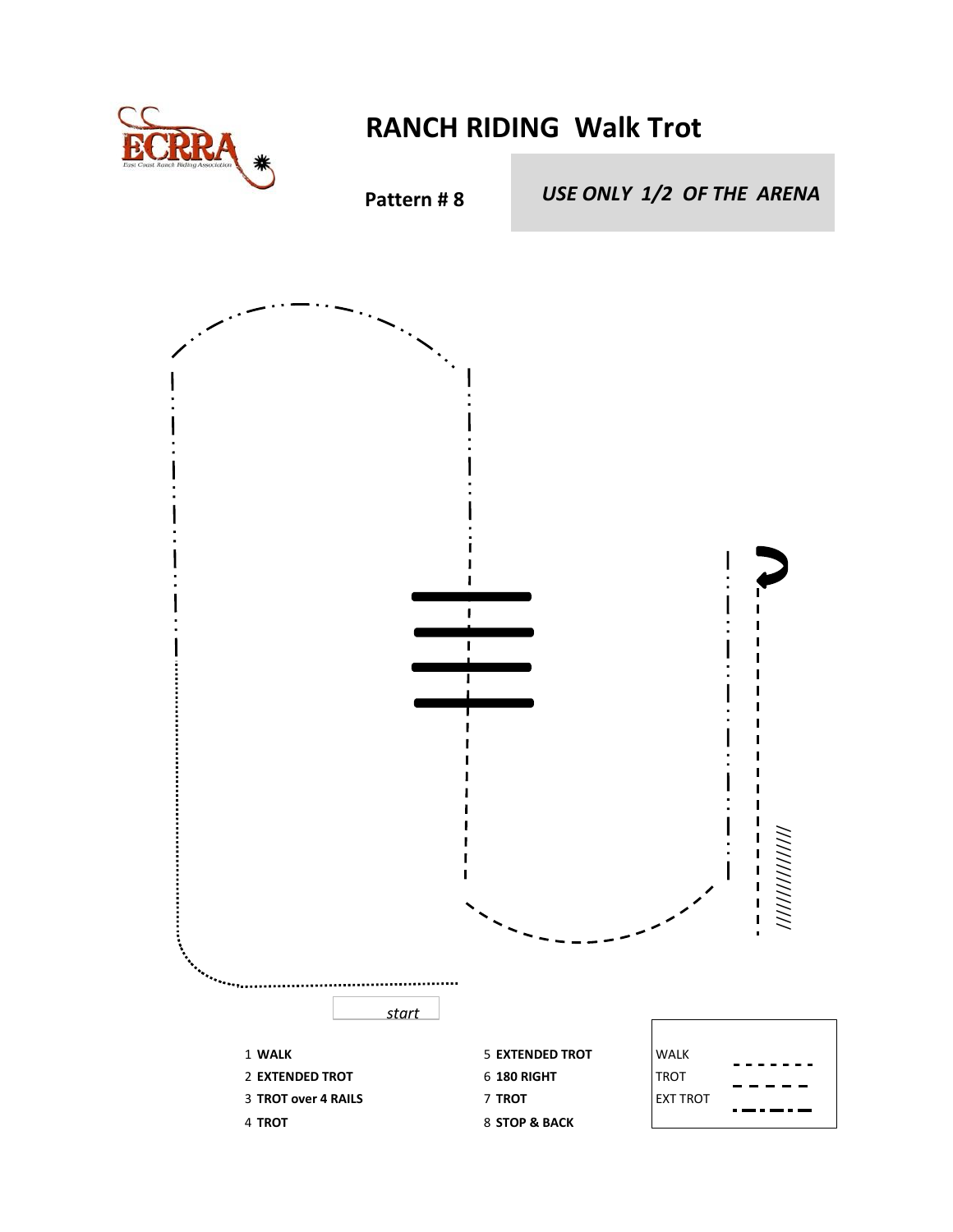ECRRA
East Coast Ranch Riding Association

# RANCH RIDING Walk Trot

**Pattern # 8**

***USE ONLY 1/2 OF THE ARENA***

*start*

1 **WALK**
2 **EXTENDED TROT**
3 **TROT over 4 RAILS**
4 **TROT**
5 **EXTENDED TROT**
6 **180 RIGHT**
7 **TROT**
8 **STOP & BACK**

WALK
TROT
EXT TROT